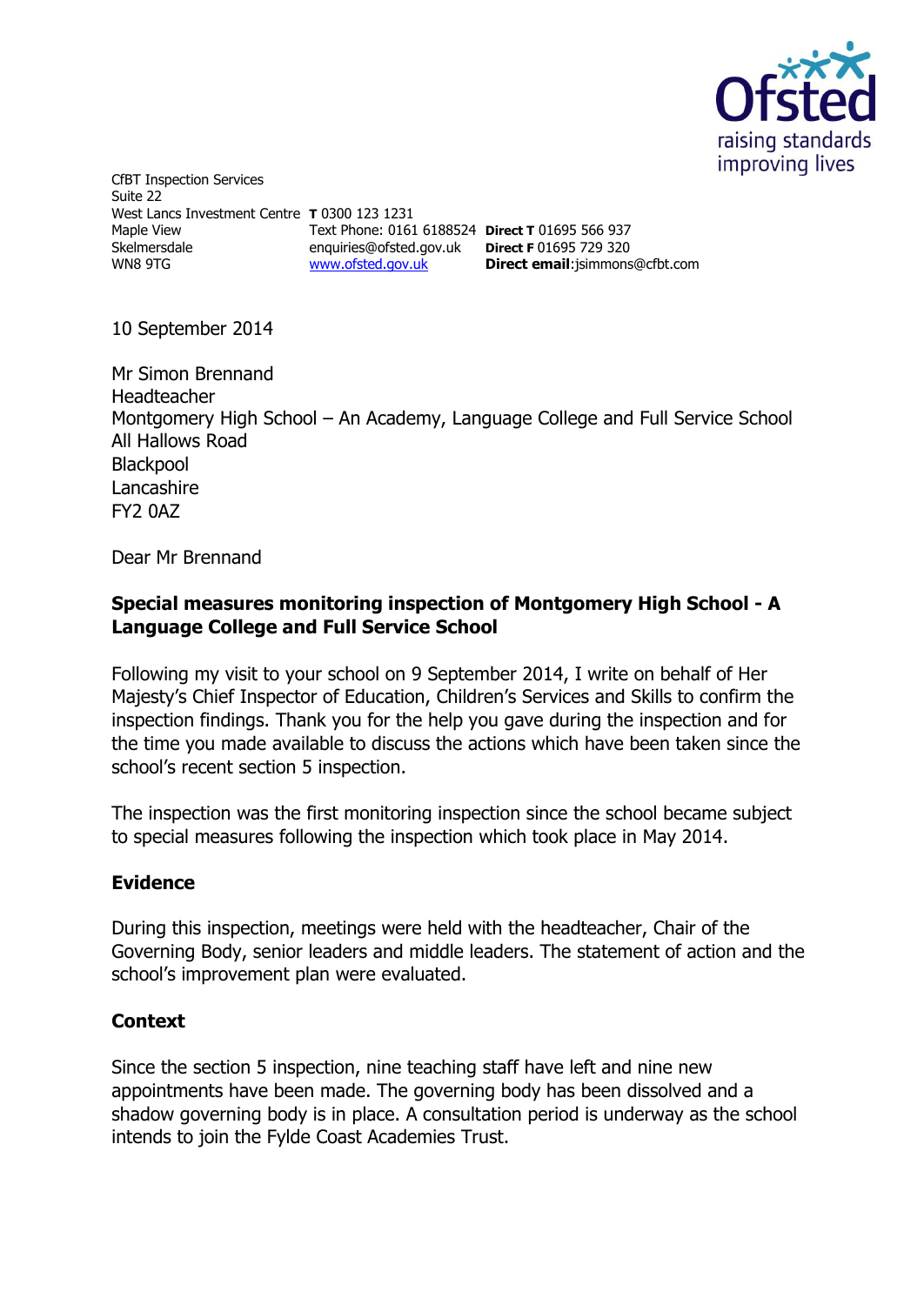CfBT Inspection Services
Suite 22
West Lancs Investment Centre
Maple View
Skelmersdale
WN8 9TG

**T** 0300 123 1231
Text Phone: 0161 6188524
enquiries@ofsted.gov.uk
www.ofsted.gov.uk

**Direct T** 01695 566 937
**Direct F** 01695 729 320
**Direct email**:jsimmons@cfbt.com

10 September 2014

Mr Simon Brennand
Headteacher
Montgomery High School – An Academy, Language College and Full Service School
All Hallows Road
Blackpool
Lancashire
FY2 0AZ

Dear Mr Brennand

**Special measures monitoring inspection of Montgomery High School - A Language College and Full Service School**

Following my visit to your school on 9 September 2014, I write on behalf of Her Majesty's Chief Inspector of Education, Children's Services and Skills to confirm the inspection findings. Thank you for the help you gave during the inspection and for the time you made available to discuss the actions which have been taken since the school's recent section 5 inspection.

The inspection was the first monitoring inspection since the school became subject to special measures following the inspection which took place in May 2014.

## Evidence

During this inspection, meetings were held with the headteacher, Chair of the Governing Body, senior leaders and middle leaders. The statement of action and the school's improvement plan were evaluated.

## Context

Since the section 5 inspection, nine teaching staff have left and nine new appointments have been made. The governing body has been dissolved and a shadow governing body is in place. A consultation period is underway as the school intends to join the Fylde Coast Academies Trust.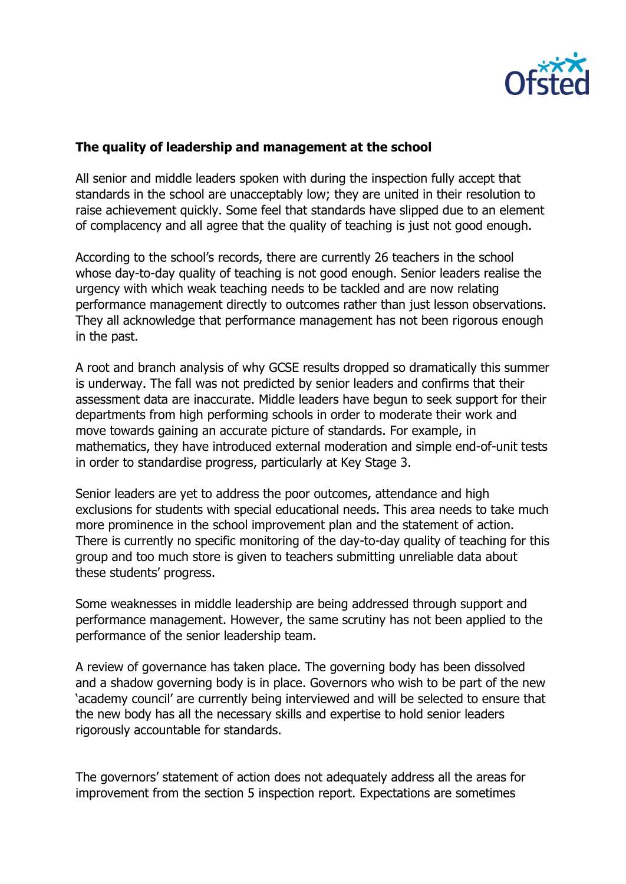**The quality of leadership and management at the school**

All senior and middle leaders spoken with during the inspection fully accept that standards in the school are unacceptably low; they are united in their resolution to raise achievement quickly. Some feel that standards have slipped due to an element of complacency and all agree that the quality of teaching is just not good enough.

According to the school's records, there are currently 26 teachers in the school whose day-to-day quality of teaching is not good enough. Senior leaders realise the urgency with which weak teaching needs to be tackled and are now relating performance management directly to outcomes rather than just lesson observations. They all acknowledge that performance management has not been rigorous enough in the past.

A root and branch analysis of why GCSE results dropped so dramatically this summer is underway. The fall was not predicted by senior leaders and confirms that their assessment data are inaccurate. Middle leaders have begun to seek support for their departments from high performing schools in order to moderate their work and move towards gaining an accurate picture of standards. For example, in mathematics, they have introduced external moderation and simple end-of-unit tests in order to standardise progress, particularly at Key Stage 3.

Senior leaders are yet to address the poor outcomes, attendance and high exclusions for students with special educational needs. This area needs to take much more prominence in the school improvement plan and the statement of action. There is currently no specific monitoring of the day-to-day quality of teaching for this group and too much store is given to teachers submitting unreliable data about these students' progress.

Some weaknesses in middle leadership are being addressed through support and performance management. However, the same scrutiny has not been applied to the performance of the senior leadership team.

A review of governance has taken place. The governing body has been dissolved and a shadow governing body is in place. Governors who wish to be part of the new 'academy council' are currently being interviewed and will be selected to ensure that the new body has all the necessary skills and expertise to hold senior leaders rigorously accountable for standards.

The governors' statement of action does not adequately address all the areas for improvement from the section 5 inspection report. Expectations are sometimes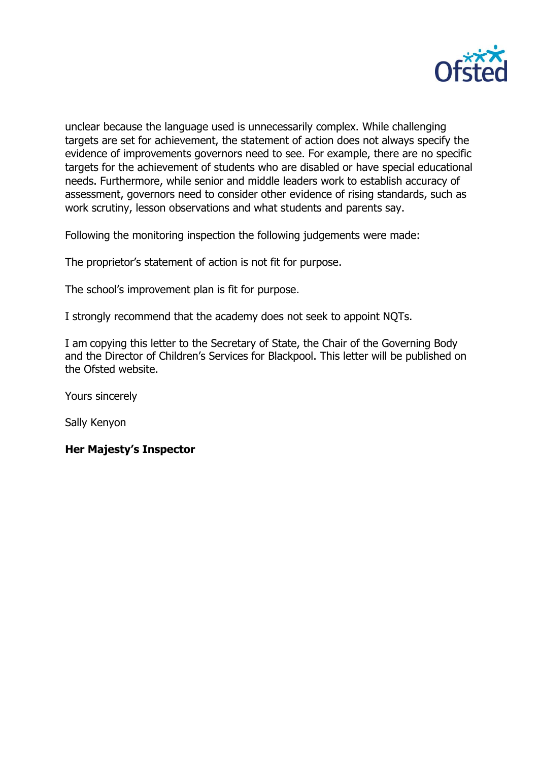unclear because the language used is unnecessarily complex. While challenging targets are set for achievement, the statement of action does not always specify the evidence of improvements governors need to see. For example, there are no specific targets for the achievement of students who are disabled or have special educational needs. Furthermore, while senior and middle leaders work to establish accuracy of assessment, governors need to consider other evidence of rising standards, such as work scrutiny, lesson observations and what students and parents say.

Following the monitoring inspection the following judgements were made:

The proprietor's statement of action is not fit for purpose.

The school's improvement plan is fit for purpose.

I strongly recommend that the academy does not seek to appoint NQTs.

I am copying this letter to the Secretary of State, the Chair of the Governing Body and the Director of Children's Services for Blackpool. This letter will be published on the Ofsted website.

Yours sincerely

Sally Kenyon

**Her Majesty's Inspector**